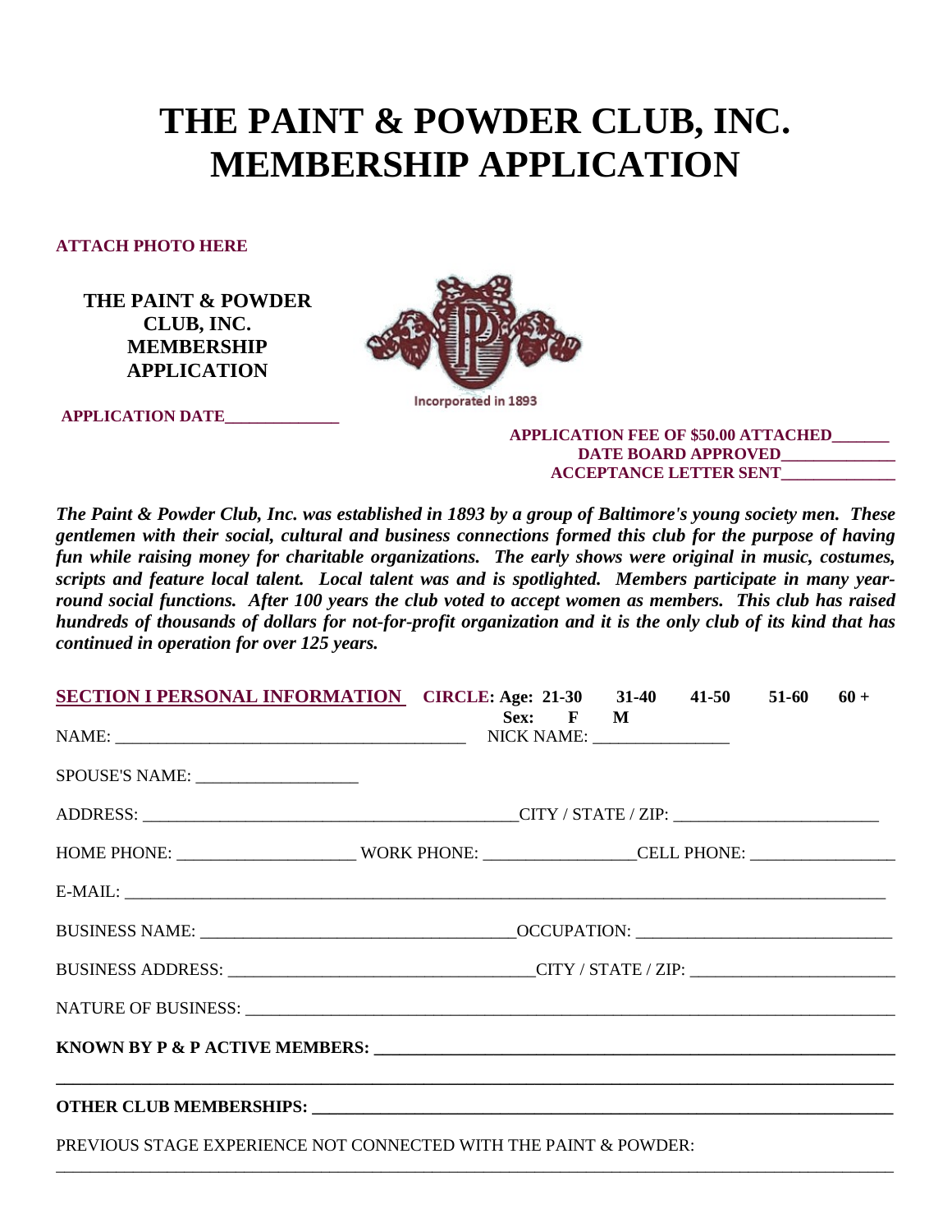# THE PAINT & POWDER CLUB, INC.
# MEMBERSHIP APPLICATION

**ATTACH PHOTO HERE**

**THE PAINT & POWDER CLUB, INC. MEMBERSHIP APPLICATION**

Incorporated in 1893

**APPLICATION DATE______________**

**APPLICATION FEE OF $50.00 ATTACHED_______**
**DATE BOARD APPROVED______________**
**ACCEPTANCE LETTER SENT______________**

***The Paint & Powder Club, Inc. was established in 1893 by a group of Baltimore's young society men. These gentlemen with their social, cultural and business connections formed this club for the purpose of having fun while raising money for charitable organizations. The early shows were original in music, costumes, scripts and feature local talent. Local talent was and is spotlighted. Members participate in many year-round social functions. After 100 years the club voted to accept women as members. This club has raised hundreds of thousands of dollars for not-for-profit organization and it is the only club of its kind that has continued in operation for over 125 years.***

**SECTION I PERSONAL INFORMATION** **CIRCLE: Age: 21-30 31-40 41-50 51-60 60 +**
**Sex: F M**

NAME: ________________________________________ NICK NAME: ________________

SPOUSE'S NAME: ___________________

ADDRESS: ____________________________________________CITY / STATE / ZIP: _______________________

HOME PHONE: ____________________ WORK PHONE: _________________CELL PHONE: ________________

E-MAIL: ______________________________________________________________________________________

BUSINESS NAME: ____________________________________OCCUPATION: _____________________________

BUSINESS ADDRESS: __________________________________CITY / STATE / ZIP: _______________________

NATURE OF BUSINESS: __________________________________________________________________________

**KNOWN BY P & P ACTIVE MEMBERS: ____________________________________________________________**

**______________________________________________________________________________________________**

**OTHER CLUB MEMBERSHIPS: ___________________________________________________________________**

PREVIOUS STAGE EXPERIENCE NOT CONNECTED WITH THE PAINT & POWDER:

______________________________________________________________________________________________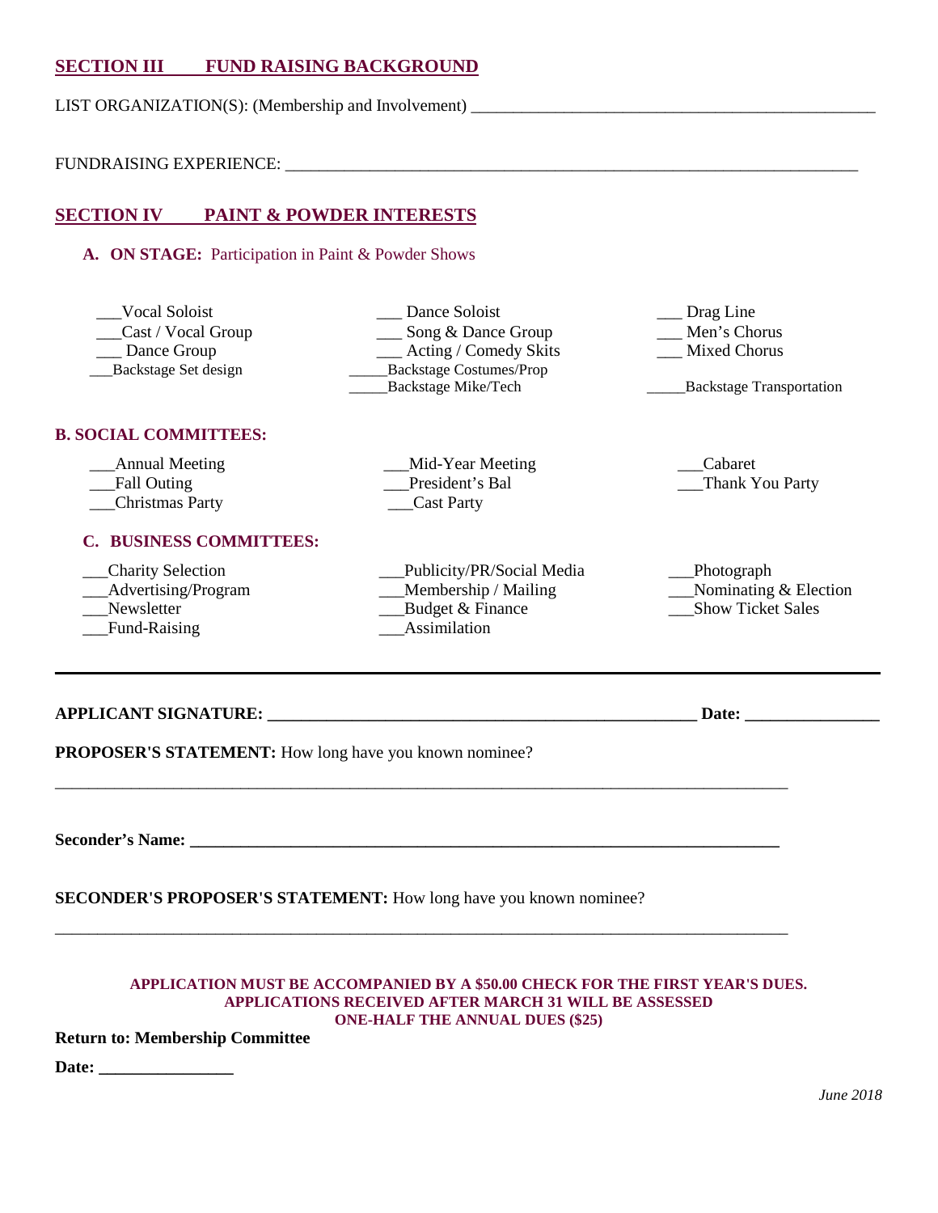## SECTION III FUND RAISING BACKGROUND

LIST ORGANIZATION(S): (Membership and Involvement) ________________________________________________

FUNDRAISING EXPERIENCE: ____________________________________________________________________

## SECTION IV PAINT & POWDER INTERESTS

### A. ON STAGE: Participation in Paint & Powder Shows

___Vocal Soloist
___Cast / Vocal Group
___ Dance Group
___Backstage Set design

___ Dance Soloist
___ Song & Dance Group
___ Acting / Comedy Skits
_____Backstage Costumes/Prop
_____Backstage Mike/Tech

___ Drag Line
___ Men's Chorus
___ Mixed Chorus
_____Backstage Transportation

### B. SOCIAL COMMITTEES:

___Annual Meeting
___Fall Outing
___Christmas Party

___Mid-Year Meeting
___President's Bal
___Cast Party

___Cabaret
___Thank You Party

### C. BUSINESS COMMITTEES:

___Charity Selection
___Advertising/Program
___Newsletter
___Fund-Raising

___Publicity/PR/Social Media
___Membership / Mailing
___Budget & Finance
___Assimilation

___Photograph
___Nominating & Election
___Show Ticket Sales

---

**APPLICANT SIGNATURE: ____________________________________________________ Date: ________________**

**PROPOSER'S STATEMENT:** How long have you known nominee?

_________________________________________________________________________________________

**Seconder's Name: ________________________________________________________________________**

**SECONDER'S PROPOSER'S STATEMENT:** How long have you known nominee?

_________________________________________________________________________________________

**APPLICATION MUST BE ACCOMPANIED BY A $50.00 CHECK FOR THE FIRST YEAR'S DUES.
APPLICATIONS RECEIVED AFTER MARCH 31 WILL BE ASSESSED
ONE-HALF THE ANNUAL DUES ($25)**

**Return to: Membership Committee**

**Date: ________________**

*June 2018*